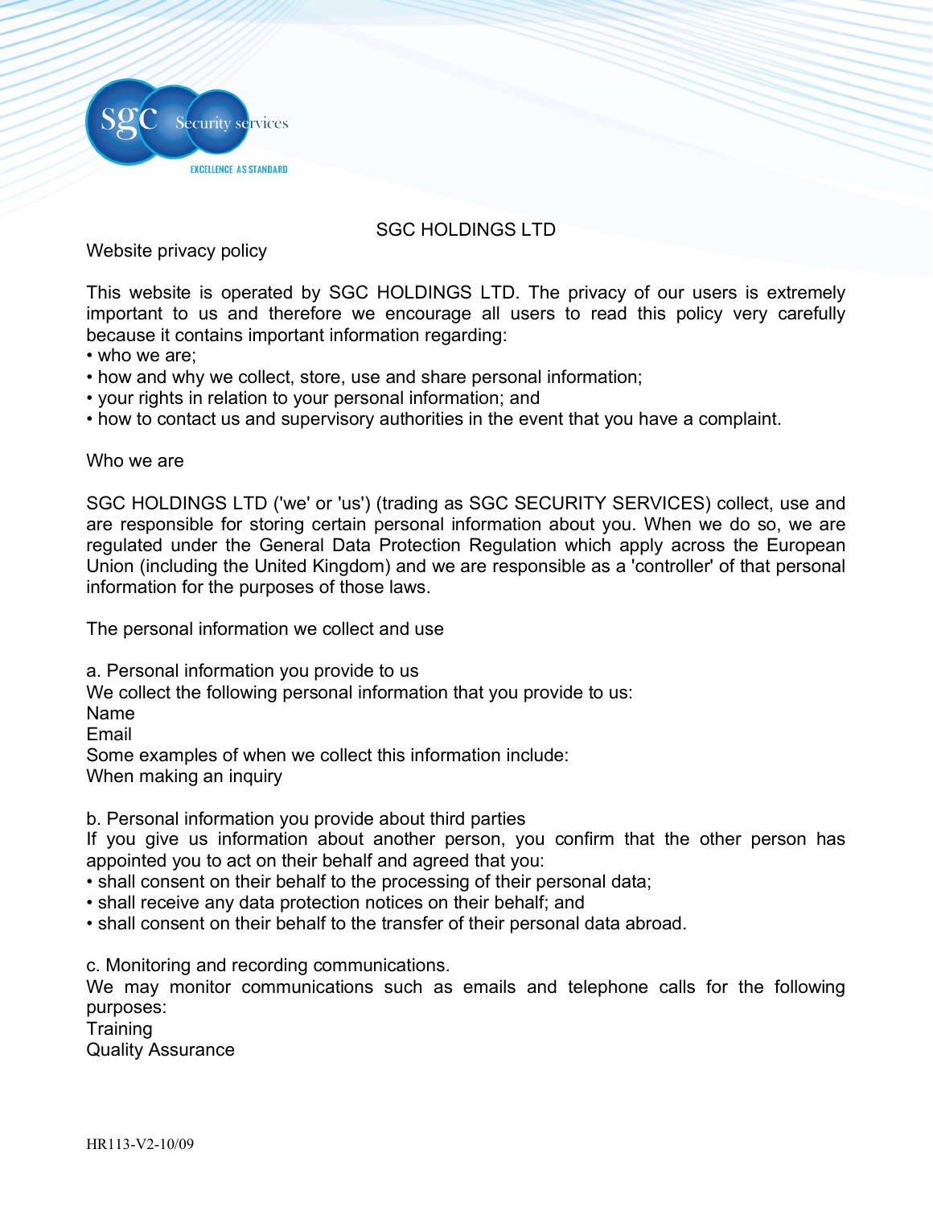# SGC HOLDINGS LTD

## Website privacy policy

This website is operated by SGC HOLDINGS LTD. The privacy of our users is extremely important to us and therefore we encourage all users to read this policy very carefully because it contains important information regarding:

- who we are;
- how and why we collect, store, use and share personal information;
- your rights in relation to your personal information; and
- how to contact us and supervisory authorities in the event that you have a complaint.

## Who we are

SGC HOLDINGS LTD ('we' or 'us') (trading as SGC SECURITY SERVICES) collect, use and are responsible for storing certain personal information about you. When we do so, we are regulated under the General Data Protection Regulation which apply across the European Union (including the United Kingdom) and we are responsible as a 'controller' of that personal information for the purposes of those laws.

## The personal information we collect and use

### a. Personal information you provide to us

We collect the following personal information that you provide to us:

Name

Email

Some examples of when we collect this information include:

When making an inquiry

### b. Personal information you provide about third parties

If you give us information about another person, you confirm that the other person has appointed you to act on their behalf and agreed that you:

- shall consent on their behalf to the processing of their personal data;
- shall receive any data protection notices on their behalf; and
- shall consent on their behalf to the transfer of their personal data abroad.

### c. Monitoring and recording communications.

We may monitor communications such as emails and telephone calls for the following purposes:

Training

Quality Assurance

HR113-V2-10/09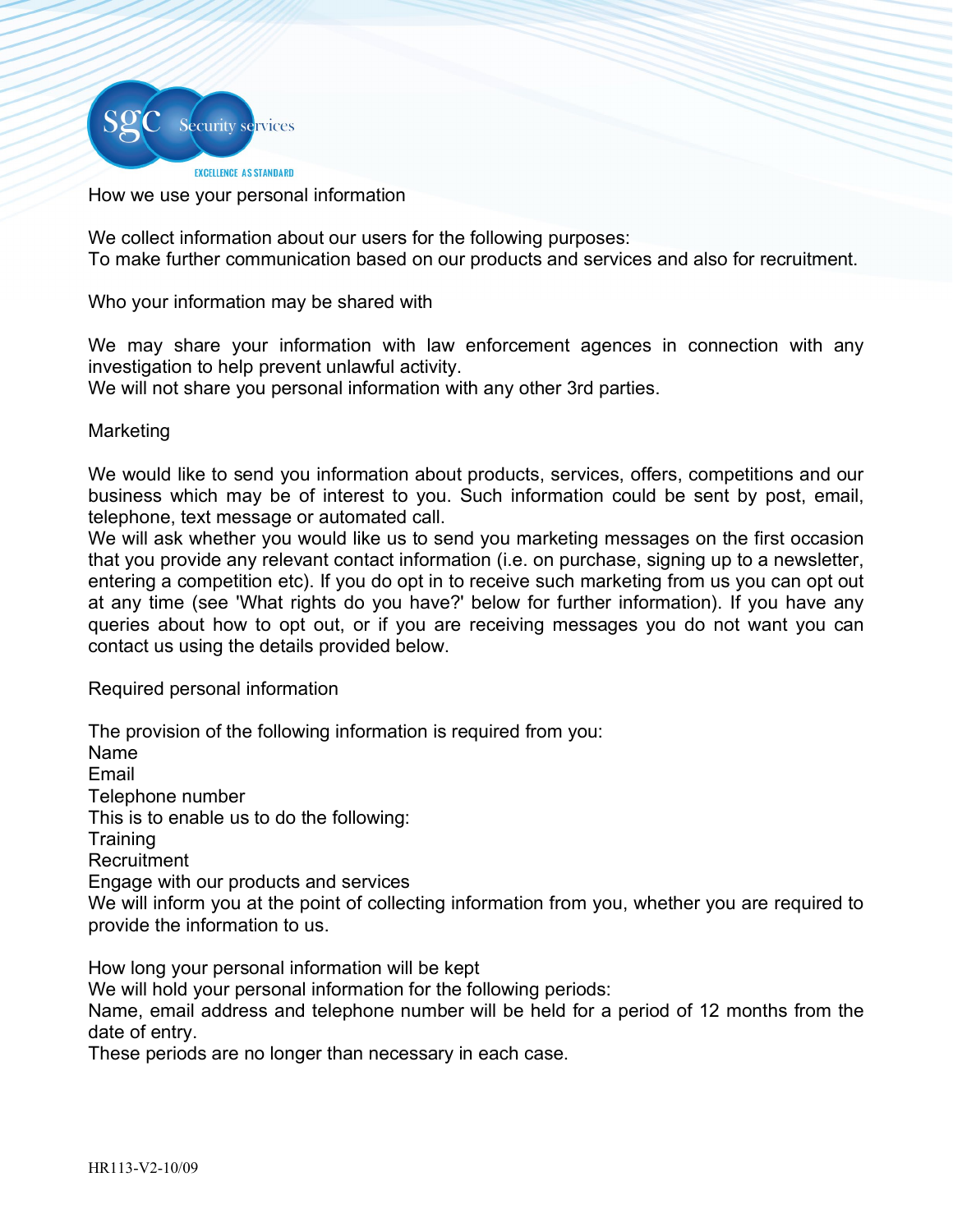## How we use your personal information

We collect information about our users for the following purposes:
To make further communication based on our products and services and also for recruitment.

## Who your information may be shared with

We may share your information with law enforcement agences in connection with any investigation to help prevent unlawful activity.
We will not share you personal information with any other 3rd parties.

## Marketing

We would like to send you information about products, services, offers, competitions and our business which may be of interest to you. Such information could be sent by post, email, telephone, text message or automated call.
We will ask whether you would like us to send you marketing messages on the first occasion that you provide any relevant contact information (i.e. on purchase, signing up to a newsletter, entering a competition etc). If you do opt in to receive such marketing from us you can opt out at any time (see 'What rights do you have?' below for further information). If you have any queries about how to opt out, or if you are receiving messages you do not want you can contact us using the details provided below.

## Required personal information

The provision of the following information is required from you:
Name
Email
Telephone number
This is to enable us to do the following:
Training
Recruitment
Engage with our products and services
We will inform you at the point of collecting information from you, whether you are required to provide the information to us.

## How long your personal information will be kept

We will hold your personal information for the following periods:
Name, email address and telephone number will be held for a period of 12 months from the date of entry.
These periods are no longer than necessary in each case.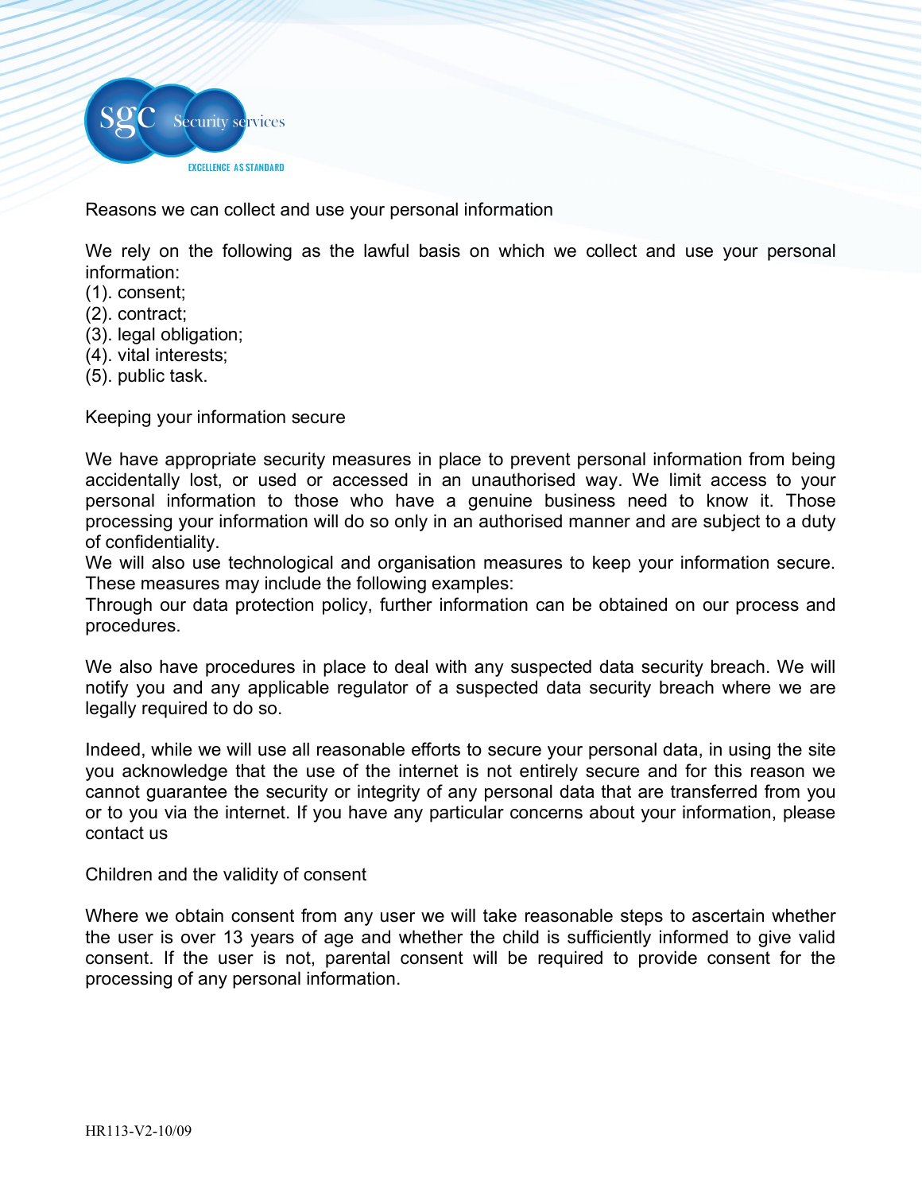## Reasons we can collect and use your personal information

We rely on the following as the lawful basis on which we collect and use your personal information:
(1). consent;
(2). contract;
(3). legal obligation;
(4). vital interests;
(5). public task.

## Keeping your information secure

We have appropriate security measures in place to prevent personal information from being accidentally lost, or used or accessed in an unauthorised way. We limit access to your personal information to those who have a genuine business need to know it. Those processing your information will do so only in an authorised manner and are subject to a duty of confidentiality.
We will also use technological and organisation measures to keep your information secure. These measures may include the following examples:
Through our data protection policy, further information can be obtained on our process and procedures.

We also have procedures in place to deal with any suspected data security breach. We will notify you and any applicable regulator of a suspected data security breach where we are legally required to do so.

Indeed, while we will use all reasonable efforts to secure your personal data, in using the site you acknowledge that the use of the internet is not entirely secure and for this reason we cannot guarantee the security or integrity of any personal data that are transferred from you or to you via the internet. If you have any particular concerns about your information, please contact us

## Children and the validity of consent

Where we obtain consent from any user we will take reasonable steps to ascertain whether the user is over 13 years of age and whether the child is sufficiently informed to give valid consent. If the user is not, parental consent will be required to provide consent for the processing of any personal information.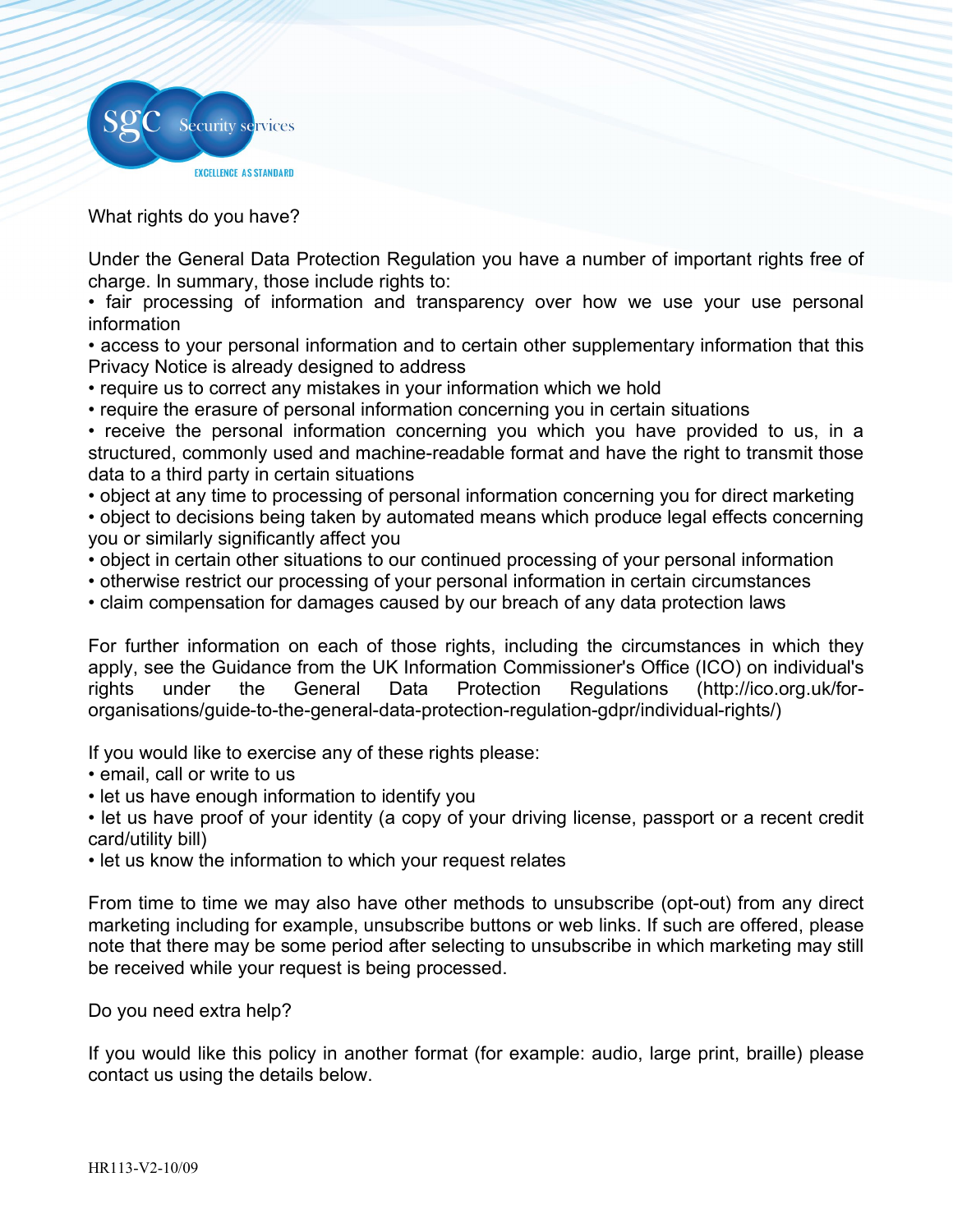## What rights do you have?

Under the General Data Protection Regulation you have a number of important rights free of charge. In summary, those include rights to:

- fair processing of information and transparency over how we use your use personal information
- access to your personal information and to certain other supplementary information that this Privacy Notice is already designed to address
- require us to correct any mistakes in your information which we hold
- require the erasure of personal information concerning you in certain situations
- receive the personal information concerning you which you have provided to us, in a structured, commonly used and machine-readable format and have the right to transmit those data to a third party in certain situations
- object at any time to processing of personal information concerning you for direct marketing
- object to decisions being taken by automated means which produce legal effects concerning you or similarly significantly affect you
- object in certain other situations to our continued processing of your personal information
- otherwise restrict our processing of your personal information in certain circumstances
- claim compensation for damages caused by our breach of any data protection laws

For further information on each of those rights, including the circumstances in which they apply, see the Guidance from the UK Information Commissioner's Office (ICO) on individual's rights under the General Data Protection Regulations (http://ico.org.uk/for-organisations/guide-to-the-general-data-protection-regulation-gdpr/individual-rights/)

If you would like to exercise any of these rights please:

- email, call or write to us
- let us have enough information to identify you
- let us have proof of your identity (a copy of your driving license, passport or a recent credit card/utility bill)
- let us know the information to which your request relates

From time to time we may also have other methods to unsubscribe (opt-out) from any direct marketing including for example, unsubscribe buttons or web links. If such are offered, please note that there may be some period after selecting to unsubscribe in which marketing may still be received while your request is being processed.

## Do you need extra help?

If you would like this policy in another format (for example: audio, large print, braille) please contact us using the details below.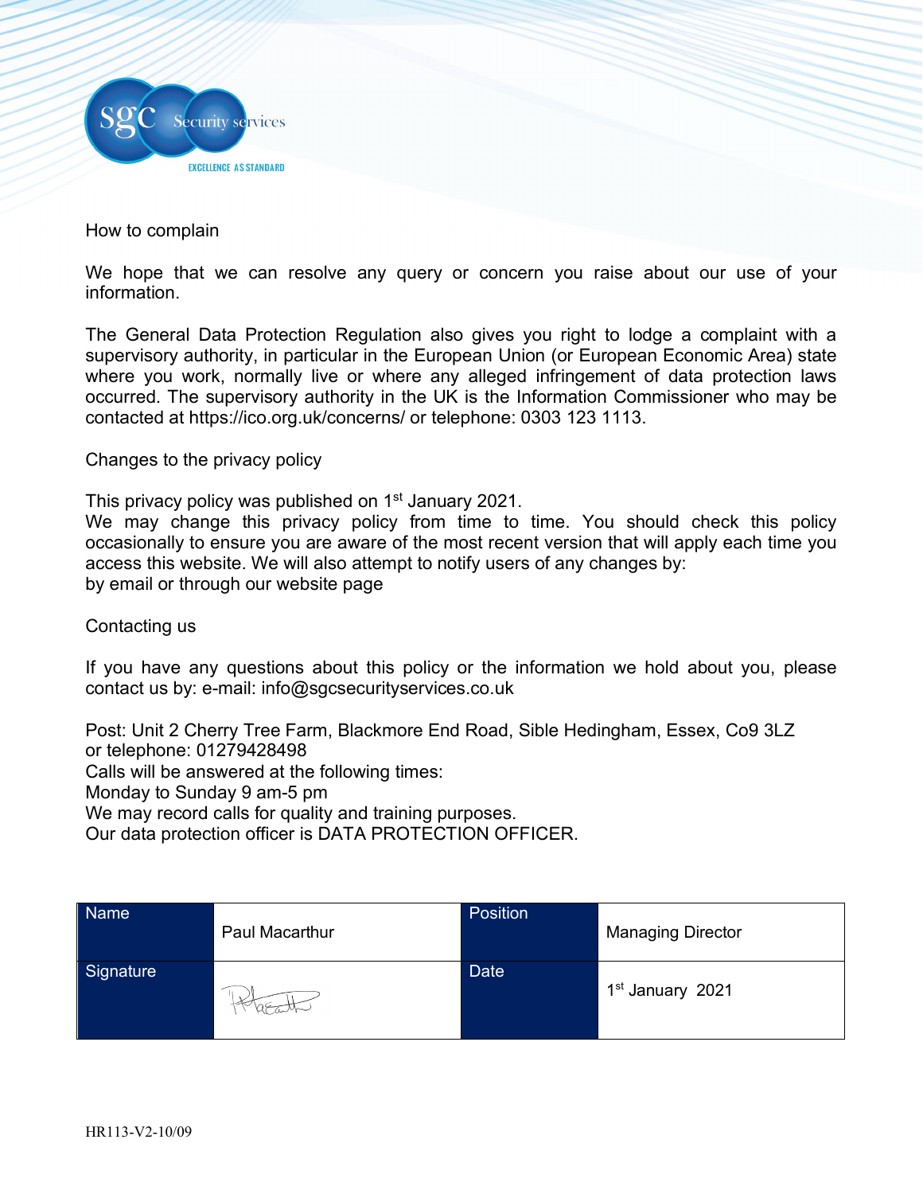## How to complain

We hope that we can resolve any query or concern you raise about our use of your information.

The General Data Protection Regulation also gives you right to lodge a complaint with a supervisory authority, in particular in the European Union (or European Economic Area) state where you work, normally live or where any alleged infringement of data protection laws occurred. The supervisory authority in the UK is the Information Commissioner who may be contacted at https://ico.org.uk/concerns/ or telephone: 0303 123 1113.

## Changes to the privacy policy

This privacy policy was published on 1st January 2021.
We may change this privacy policy from time to time. You should check this policy occasionally to ensure you are aware of the most recent version that will apply each time you access this website. We will also attempt to notify users of any changes by:
by email or through our website page

## Contacting us

If you have any questions about this policy or the information we hold about you, please contact us by: e-mail: info@sgcsecurityservices.co.uk

Post: Unit 2 Cherry Tree Farm, Blackmore End Road, Sible Hedingham, Essex, Co9 3LZ
or telephone: 01279428498
Calls will be answered at the following times:
Monday to Sunday 9 am-5 pm
We may record calls for quality and training purposes.
Our data protection officer is DATA PROTECTION OFFICER.

| | | | |
|---|---|---|---|
| Name | Paul Macarthur | Position | Managing Director |
| Signature | | Date | 1st January 2021 |

HR113-V2-10/09